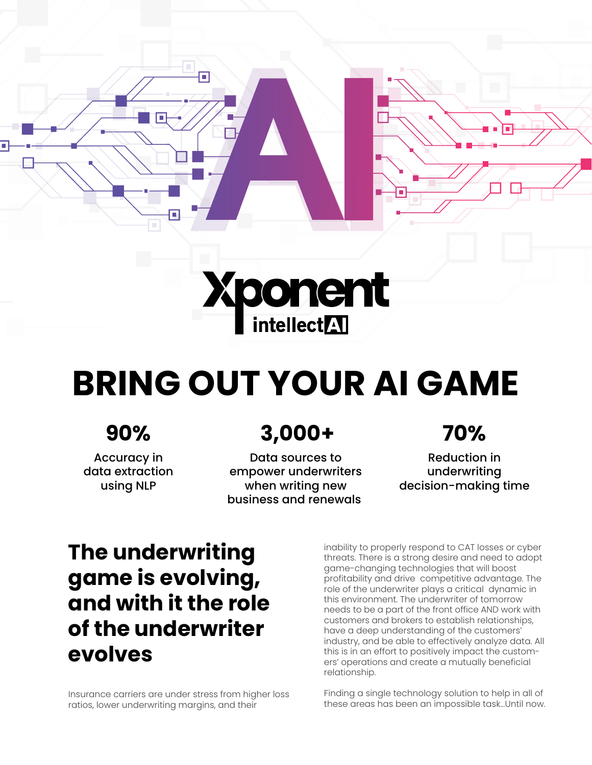AI

Xponent
intellectAI

# BRING OUT YOUR AI GAME

**90%**
Accuracy in data extraction using NLP

**3,000+**
Data sources to empower underwriters when writing new business and renewals

**70%**
Reduction in underwriting decision-making time

## The underwriting game is evolving, and with it the role of the underwriter evolves

Insurance carriers are under stress from higher loss ratios, lower underwriting margins, and their inability to properly respond to CAT losses or cyber threats. There is a strong desire and need to adopt game-changing technologies that will boost profitability and drive competitive advantage. The role of the underwriter plays a critical dynamic in this environment. The underwriter of tomorrow needs to be a part of the front office AND work with customers and brokers to establish relationships, have a deep understanding of the customers' industry, and be able to effectively analyze data. All this is in an effort to positively impact the customers' operations and create a mutually beneficial relationship.

Finding a single technology solution to help in all of these areas has been an impossible task...Until now.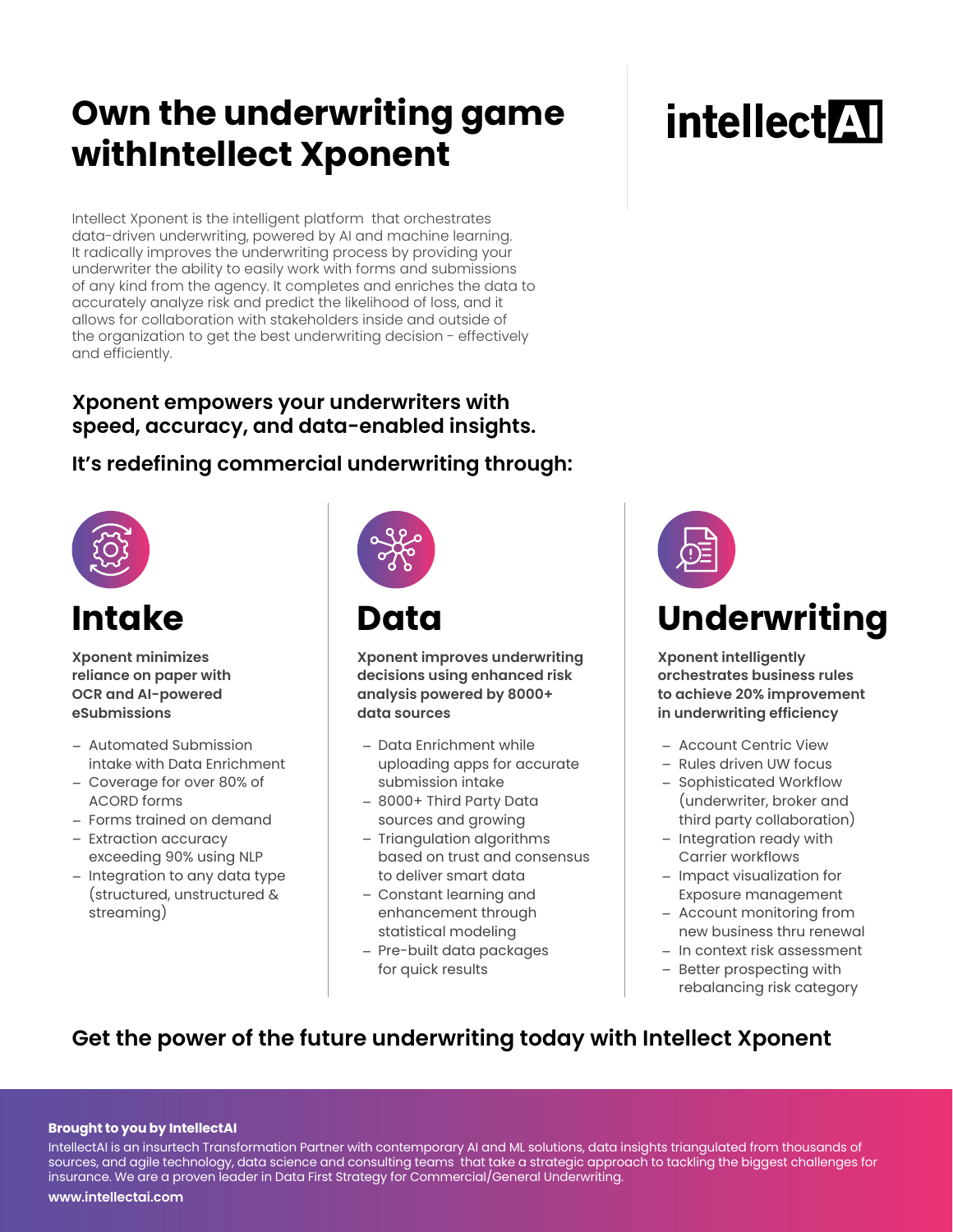# Own the underwriting game withIntellect Xponent

intellectAI

Intellect Xponent is the intelligent platform that orchestrates data-driven underwriting, powered by AI and machine learning. It radically improves the underwriting process by providing your underwriter the ability to easily work with forms and submissions of any kind from the agency. It completes and enriches the data to accurately analyze risk and predict the likelihood of loss, and it allows for collaboration with stakeholders inside and outside of the organization to get the best underwriting decision - effectively and efficiently.

### Xponent empowers your underwriters with speed, accuracy, and data-enabled insights.

### It's redefining commercial underwriting through:

## Intake

**Xponent minimizes reliance on paper with OCR and AI-powered eSubmissions**

- Automated Submission intake with Data Enrichment
- Coverage for over 80% of ACORD forms
- Forms trained on demand
- Extraction accuracy exceeding 90% using NLP
- Integration to any data type (structured, unstructured & streaming)

## Data

**Xponent improves underwriting decisions using enhanced risk analysis powered by 8000+ data sources**

- Data Enrichment while uploading apps for accurate submission intake
- 8000+ Third Party Data sources and growing
- Triangulation algorithms based on trust and consensus to deliver smart data
- Constant learning and enhancement through statistical modeling
- Pre-built data packages for quick results

## Underwriting

**Xponent intelligently orchestrates business rules to achieve 20% improvement in underwriting efficiency**

- Account Centric View
- Rules driven UW focus
- Sophisticated Workflow (underwriter, broker and third party collaboration)
- Integration ready with Carrier workflows
- Impact visualization for Exposure management
- Account monitoring from new business thru renewal
- In context risk assessment
- Better prospecting with rebalancing risk category

### Get the power of the future underwriting today with Intellect Xponent

**Brought to you by IntellectAI**

IntellectAI is an insurtech Transformation Partner with contemporary AI and ML solutions, data insights triangulated from thousands of sources, and agile technology, data science and consulting teams that take a strategic approach to tackling the biggest challenges for insurance. We are a proven leader in Data First Strategy for Commercial/General Underwriting.

**www.intellectai.com**